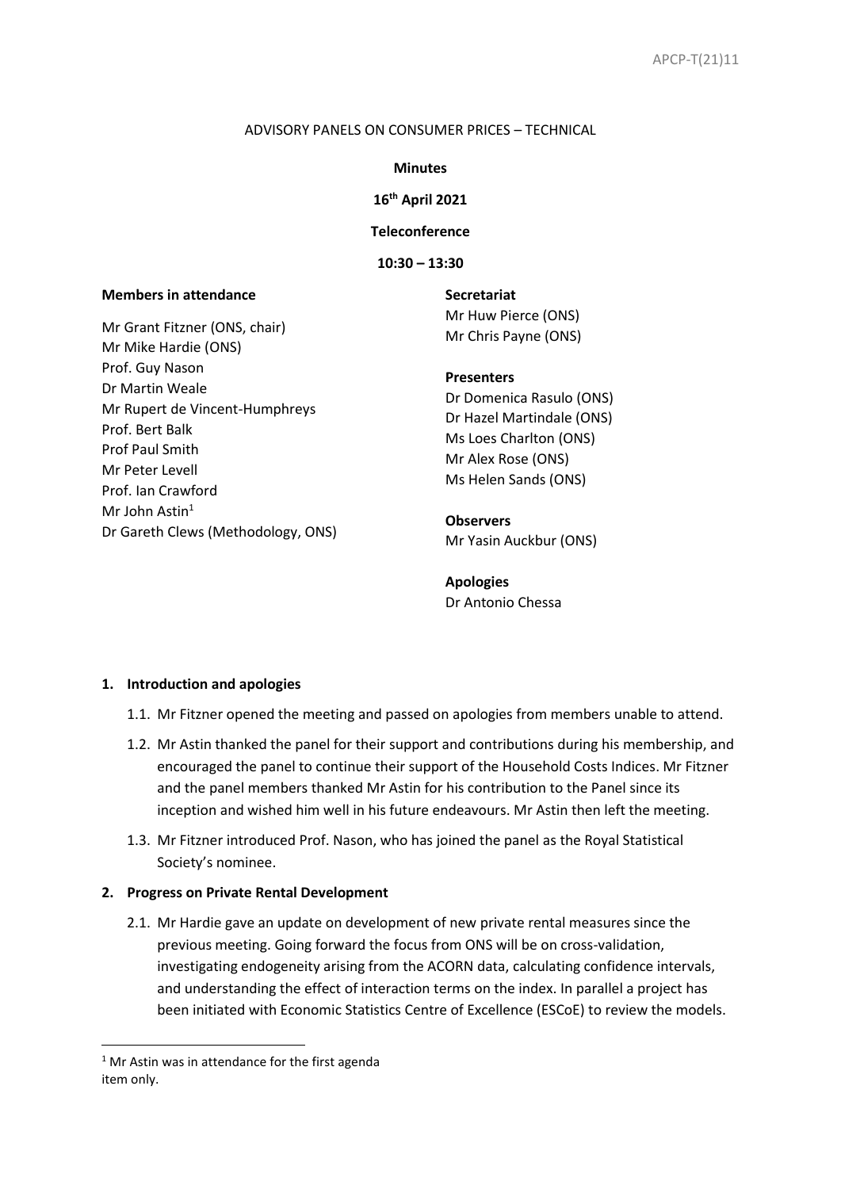APCP-T(21)11

ADVISORY PANELS ON CONSUMER PRICES – TECHNICAL

**Minutes**

**16th April 2021**

**Teleconference**

**10:30 – 13:30**

**Members in attendance**

Mr Grant Fitzner (ONS, chair)
Mr Mike Hardie (ONS)
Prof. Guy Nason
Dr Martin Weale
Mr Rupert de Vincent-Humphreys
Prof. Bert Balk
Prof Paul Smith
Mr Peter Levell
Prof. Ian Crawford
Mr John Astin[1]
Dr Gareth Clews (Methodology, ONS)

**Secretariat**
Mr Huw Pierce (ONS)
Mr Chris Payne (ONS)

**Presenters**
Dr Domenica Rasulo (ONS)
Dr Hazel Martindale (ONS)
Ms Loes Charlton (ONS)
Mr Alex Rose (ONS)
Ms Helen Sands (ONS)

**Observers**
Mr Yasin Auckbur (ONS)

**Apologies**
Dr Antonio Chessa

## 1. Introduction and apologies

1.1. Mr Fitzner opened the meeting and passed on apologies from members unable to attend.

1.2. Mr Astin thanked the panel for their support and contributions during his membership, and encouraged the panel to continue their support of the Household Costs Indices. Mr Fitzner and the panel members thanked Mr Astin for his contribution to the Panel since its inception and wished him well in his future endeavours. Mr Astin then left the meeting.

1.3. Mr Fitzner introduced Prof. Nason, who has joined the panel as the Royal Statistical Society's nominee.

## 2. Progress on Private Rental Development

2.1. Mr Hardie gave an update on development of new private rental measures since the previous meeting. Going forward the focus from ONS will be on cross-validation, investigating endogeneity arising from the ACORN data, calculating confidence intervals, and understanding the effect of interaction terms on the index. In parallel a project has been initiated with Economic Statistics Centre of Excellence (ESCoE) to review the models.

[1] Mr Astin was in attendance for the first agenda item only.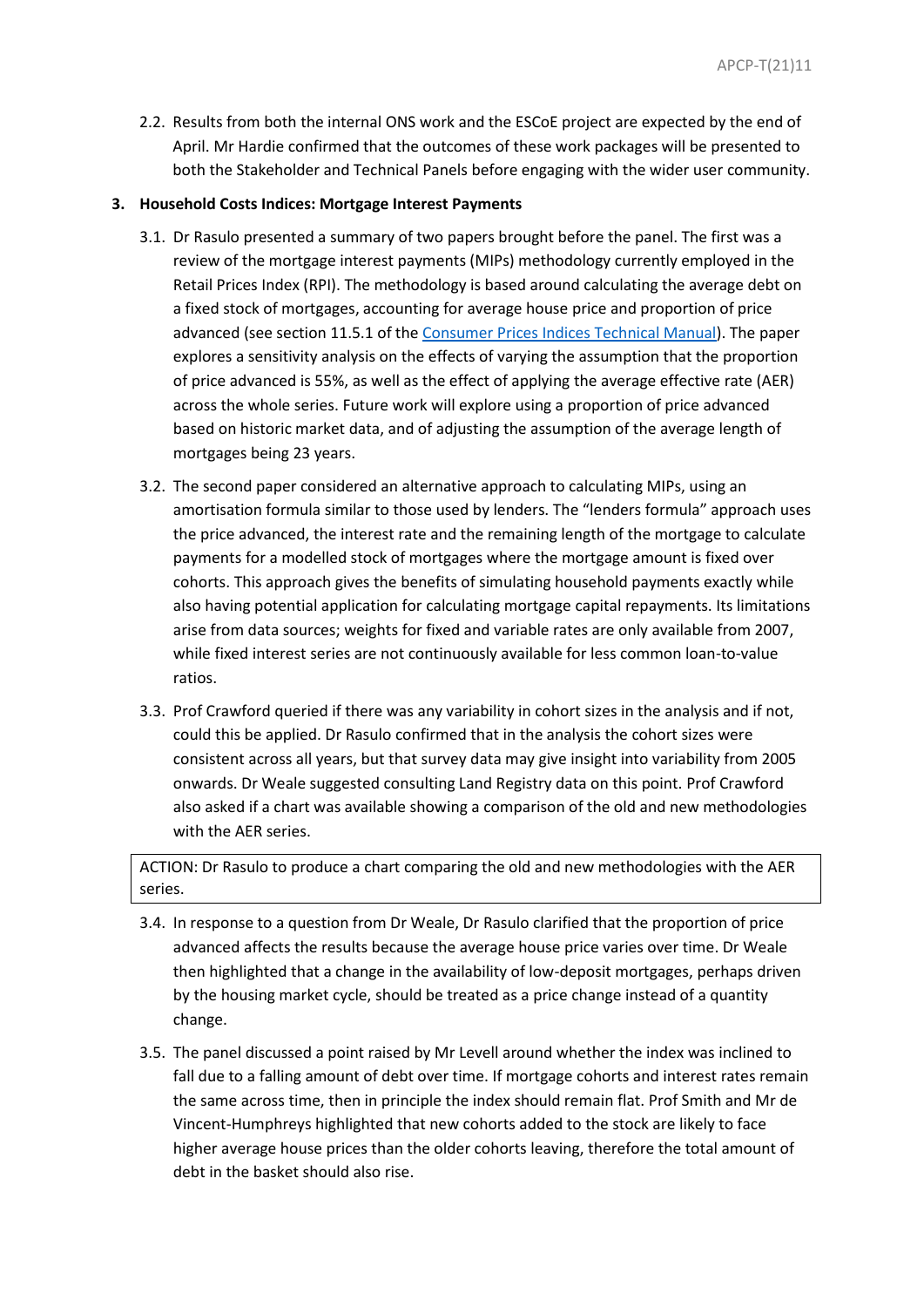2.2. Results from both the internal ONS work and the ESCoE project are expected by the end of April. Mr Hardie confirmed that the outcomes of these work packages will be presented to both the Stakeholder and Technical Panels before engaging with the wider user community.

## 3. Household Costs Indices: Mortgage Interest Payments

3.1. Dr Rasulo presented a summary of two papers brought before the panel. The first was a review of the mortgage interest payments (MIPs) methodology currently employed in the Retail Prices Index (RPI). The methodology is based around calculating the average debt on a fixed stock of mortgages, accounting for average house price and proportion of price advanced (see section 11.5.1 of the Consumer Prices Indices Technical Manual). The paper explores a sensitivity analysis on the effects of varying the assumption that the proportion of price advanced is 55%, as well as the effect of applying the average effective rate (AER) across the whole series. Future work will explore using a proportion of price advanced based on historic market data, and of adjusting the assumption of the average length of mortgages being 23 years.

3.2. The second paper considered an alternative approach to calculating MIPs, using an amortisation formula similar to those used by lenders. The "lenders formula" approach uses the price advanced, the interest rate and the remaining length of the mortgage to calculate payments for a modelled stock of mortgages where the mortgage amount is fixed over cohorts. This approach gives the benefits of simulating household payments exactly while also having potential application for calculating mortgage capital repayments. Its limitations arise from data sources; weights for fixed and variable rates are only available from 2007, while fixed interest series are not continuously available for less common loan-to-value ratios.

3.3. Prof Crawford queried if there was any variability in cohort sizes in the analysis and if not, could this be applied. Dr Rasulo confirmed that in the analysis the cohort sizes were consistent across all years, but that survey data may give insight into variability from 2005 onwards. Dr Weale suggested consulting Land Registry data on this point. Prof Crawford also asked if a chart was available showing a comparison of the old and new methodologies with the AER series.

| ACTION: Dr Rasulo to produce a chart comparing the old and new methodologies with the AER series. |
|---|

3.4. In response to a question from Dr Weale, Dr Rasulo clarified that the proportion of price advanced affects the results because the average house price varies over time. Dr Weale then highlighted that a change in the availability of low-deposit mortgages, perhaps driven by the housing market cycle, should be treated as a price change instead of a quantity change.

3.5. The panel discussed a point raised by Mr Levell around whether the index was inclined to fall due to a falling amount of debt over time. If mortgage cohorts and interest rates remain the same across time, then in principle the index should remain flat. Prof Smith and Mr de Vincent-Humphreys highlighted that new cohorts added to the stock are likely to face higher average house prices than the older cohorts leaving, therefore the total amount of debt in the basket should also rise.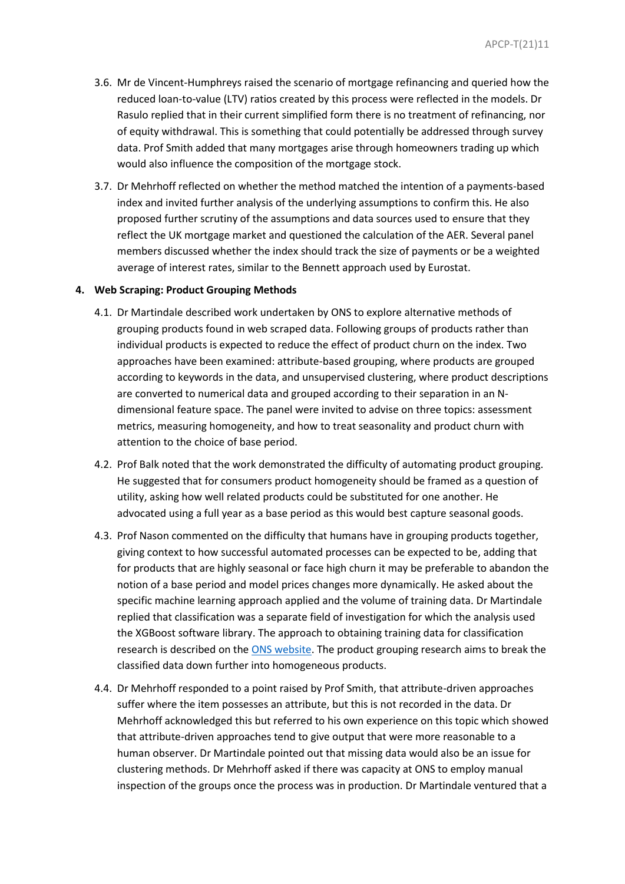3.6. Mr de Vincent-Humphreys raised the scenario of mortgage refinancing and queried how the reduced loan-to-value (LTV) ratios created by this process were reflected in the models. Dr Rasulo replied that in their current simplified form there is no treatment of refinancing, nor of equity withdrawal. This is something that could potentially be addressed through survey data. Prof Smith added that many mortgages arise through homeowners trading up which would also influence the composition of the mortgage stock.

3.7. Dr Mehrhoff reflected on whether the method matched the intention of a payments-based index and invited further analysis of the underlying assumptions to confirm this. He also proposed further scrutiny of the assumptions and data sources used to ensure that they reflect the UK mortgage market and questioned the calculation of the AER. Several panel members discussed whether the index should track the size of payments or be a weighted average of interest rates, similar to the Bennett approach used by Eurostat.

## 4. Web Scraping: Product Grouping Methods

4.1. Dr Martindale described work undertaken by ONS to explore alternative methods of grouping products found in web scraped data. Following groups of products rather than individual products is expected to reduce the effect of product churn on the index. Two approaches have been examined: attribute-based grouping, where products are grouped according to keywords in the data, and unsupervised clustering, where product descriptions are converted to numerical data and grouped according to their separation in an N-dimensional feature space. The panel were invited to advise on three topics: assessment metrics, measuring homogeneity, and how to treat seasonality and product churn with attention to the choice of base period.

4.2. Prof Balk noted that the work demonstrated the difficulty of automating product grouping. He suggested that for consumers product homogeneity should be framed as a question of utility, asking how well related products could be substituted for one another. He advocated using a full year as a base period as this would best capture seasonal goods.

4.3. Prof Nason commented on the difficulty that humans have in grouping products together, giving context to how successful automated processes can be expected to be, adding that for products that are highly seasonal or face high churn it may be preferable to abandon the notion of a base period and model prices changes more dynamically. He asked about the specific machine learning approach applied and the volume of training data. Dr Martindale replied that classification was a separate field of investigation for which the analysis used the XGBoost software library. The approach to obtaining training data for classification research is described on the ONS website. The product grouping research aims to break the classified data down further into homogeneous products.

4.4. Dr Mehrhoff responded to a point raised by Prof Smith, that attribute-driven approaches suffer where the item possesses an attribute, but this is not recorded in the data. Dr Mehrhoff acknowledged this but referred to his own experience on this topic which showed that attribute-driven approaches tend to give output that were more reasonable to a human observer. Dr Martindale pointed out that missing data would also be an issue for clustering methods. Dr Mehrhoff asked if there was capacity at ONS to employ manual inspection of the groups once the process was in production. Dr Martindale ventured that a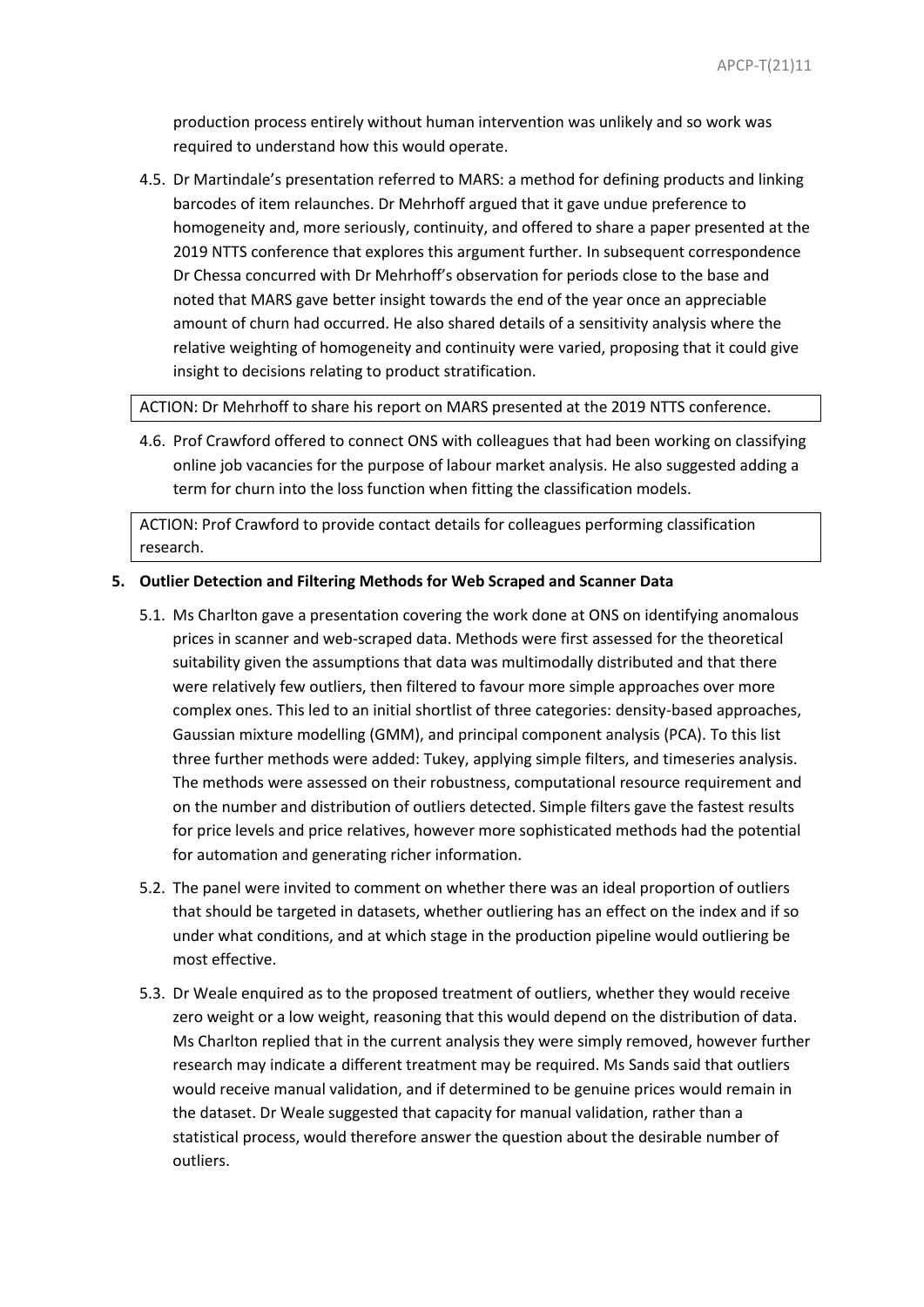production process entirely without human intervention was unlikely and so work was required to understand how this would operate.

4.5. Dr Martindale's presentation referred to MARS: a method for defining products and linking barcodes of item relaunches. Dr Mehrhoff argued that it gave undue preference to homogeneity and, more seriously, continuity, and offered to share a paper presented at the 2019 NTTS conference that explores this argument further. In subsequent correspondence Dr Chessa concurred with Dr Mehrhoff's observation for periods close to the base and noted that MARS gave better insight towards the end of the year once an appreciable amount of churn had occurred. He also shared details of a sensitivity analysis where the relative weighting of homogeneity and continuity were varied, proposing that it could give insight to decisions relating to product stratification.

ACTION: Dr Mehrhoff to share his report on MARS presented at the 2019 NTTS conference.

4.6. Prof Crawford offered to connect ONS with colleagues that had been working on classifying online job vacancies for the purpose of labour market analysis. He also suggested adding a term for churn into the loss function when fitting the classification models.

ACTION: Prof Crawford to provide contact details for colleagues performing classification research.

## 5. Outlier Detection and Filtering Methods for Web Scraped and Scanner Data

5.1. Ms Charlton gave a presentation covering the work done at ONS on identifying anomalous prices in scanner and web-scraped data. Methods were first assessed for the theoretical suitability given the assumptions that data was multimodally distributed and that there were relatively few outliers, then filtered to favour more simple approaches over more complex ones. This led to an initial shortlist of three categories: density-based approaches, Gaussian mixture modelling (GMM), and principal component analysis (PCA). To this list three further methods were added: Tukey, applying simple filters, and timeseries analysis. The methods were assessed on their robustness, computational resource requirement and on the number and distribution of outliers detected. Simple filters gave the fastest results for price levels and price relatives, however more sophisticated methods had the potential for automation and generating richer information.

5.2. The panel were invited to comment on whether there was an ideal proportion of outliers that should be targeted in datasets, whether outliering has an effect on the index and if so under what conditions, and at which stage in the production pipeline would outliering be most effective.

5.3. Dr Weale enquired as to the proposed treatment of outliers, whether they would receive zero weight or a low weight, reasoning that this would depend on the distribution of data. Ms Charlton replied that in the current analysis they were simply removed, however further research may indicate a different treatment may be required. Ms Sands said that outliers would receive manual validation, and if determined to be genuine prices would remain in the dataset. Dr Weale suggested that capacity for manual validation, rather than a statistical process, would therefore answer the question about the desirable number of outliers.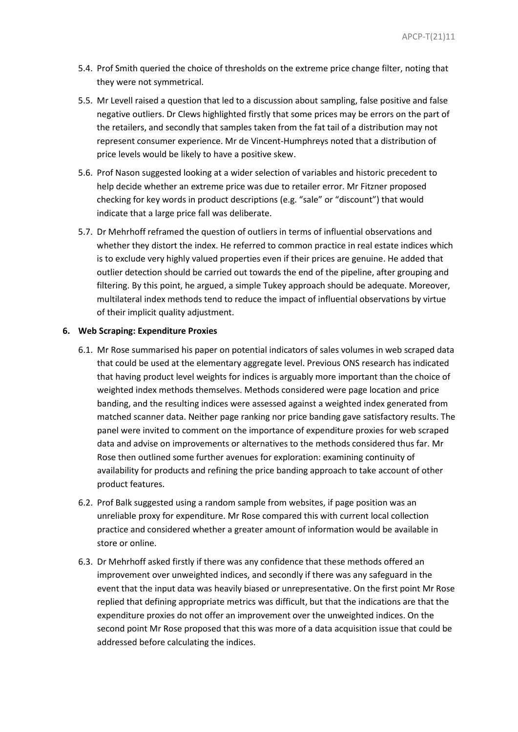5.4. Prof Smith queried the choice of thresholds on the extreme price change filter, noting that they were not symmetrical.

5.5. Mr Levell raised a question that led to a discussion about sampling, false positive and false negative outliers. Dr Clews highlighted firstly that some prices may be errors on the part of the retailers, and secondly that samples taken from the fat tail of a distribution may not represent consumer experience. Mr de Vincent-Humphreys noted that a distribution of price levels would be likely to have a positive skew.

5.6. Prof Nason suggested looking at a wider selection of variables and historic precedent to help decide whether an extreme price was due to retailer error. Mr Fitzner proposed checking for key words in product descriptions (e.g. "sale" or "discount") that would indicate that a large price fall was deliberate.

5.7. Dr Mehrhoff reframed the question of outliers in terms of influential observations and whether they distort the index. He referred to common practice in real estate indices which is to exclude very highly valued properties even if their prices are genuine. He added that outlier detection should be carried out towards the end of the pipeline, after grouping and filtering. By this point, he argued, a simple Tukey approach should be adequate. Moreover, multilateral index methods tend to reduce the impact of influential observations by virtue of their implicit quality adjustment.

**6. Web Scraping: Expenditure Proxies**

6.1. Mr Rose summarised his paper on potential indicators of sales volumes in web scraped data that could be used at the elementary aggregate level. Previous ONS research has indicated that having product level weights for indices is arguably more important than the choice of weighted index methods themselves. Methods considered were page location and price banding, and the resulting indices were assessed against a weighted index generated from matched scanner data. Neither page ranking nor price banding gave satisfactory results. The panel were invited to comment on the importance of expenditure proxies for web scraped data and advise on improvements or alternatives to the methods considered thus far. Mr Rose then outlined some further avenues for exploration: examining continuity of availability for products and refining the price banding approach to take account of other product features.

6.2. Prof Balk suggested using a random sample from websites, if page position was an unreliable proxy for expenditure. Mr Rose compared this with current local collection practice and considered whether a greater amount of information would be available in store or online.

6.3. Dr Mehrhoff asked firstly if there was any confidence that these methods offered an improvement over unweighted indices, and secondly if there was any safeguard in the event that the input data was heavily biased or unrepresentative. On the first point Mr Rose replied that defining appropriate metrics was difficult, but that the indications are that the expenditure proxies do not offer an improvement over the unweighted indices. On the second point Mr Rose proposed that this was more of a data acquisition issue that could be addressed before calculating the indices.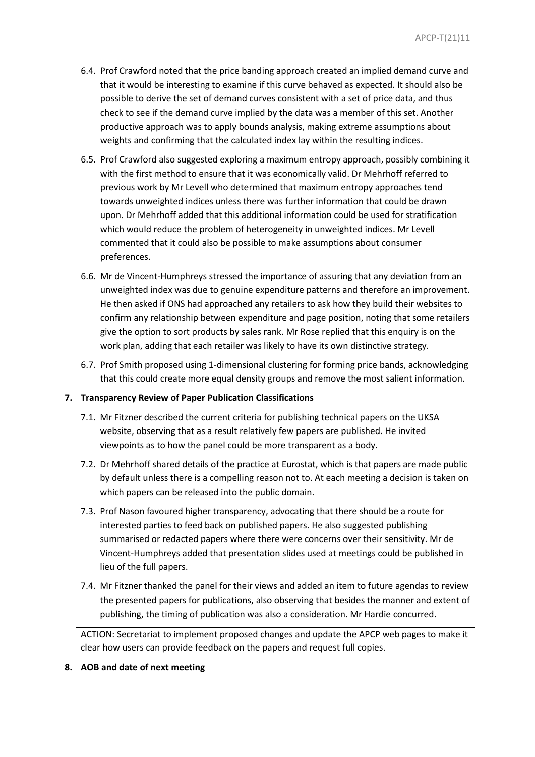6.4. Prof Crawford noted that the price banding approach created an implied demand curve and that it would be interesting to examine if this curve behaved as expected. It should also be possible to derive the set of demand curves consistent with a set of price data, and thus check to see if the demand curve implied by the data was a member of this set. Another productive approach was to apply bounds analysis, making extreme assumptions about weights and confirming that the calculated index lay within the resulting indices.

6.5. Prof Crawford also suggested exploring a maximum entropy approach, possibly combining it with the first method to ensure that it was economically valid. Dr Mehrhoff referred to previous work by Mr Levell who determined that maximum entropy approaches tend towards unweighted indices unless there was further information that could be drawn upon. Dr Mehrhoff added that this additional information could be used for stratification which would reduce the problem of heterogeneity in unweighted indices. Mr Levell commented that it could also be possible to make assumptions about consumer preferences.

6.6. Mr de Vincent-Humphreys stressed the importance of assuring that any deviation from an unweighted index was due to genuine expenditure patterns and therefore an improvement. He then asked if ONS had approached any retailers to ask how they build their websites to confirm any relationship between expenditure and page position, noting that some retailers give the option to sort products by sales rank. Mr Rose replied that this enquiry is on the work plan, adding that each retailer was likely to have its own distinctive strategy.

6.7. Prof Smith proposed using 1-dimensional clustering for forming price bands, acknowledging that this could create more equal density groups and remove the most salient information.

**7. Transparency Review of Paper Publication Classifications**

7.1. Mr Fitzner described the current criteria for publishing technical papers on the UKSA website, observing that as a result relatively few papers are published. He invited viewpoints as to how the panel could be more transparent as a body.

7.2. Dr Mehrhoff shared details of the practice at Eurostat, which is that papers are made public by default unless there is a compelling reason not to. At each meeting a decision is taken on which papers can be released into the public domain.

7.3. Prof Nason favoured higher transparency, advocating that there should be a route for interested parties to feed back on published papers. He also suggested publishing summarised or redacted papers where there were concerns over their sensitivity. Mr de Vincent-Humphreys added that presentation slides used at meetings could be published in lieu of the full papers.

7.4. Mr Fitzner thanked the panel for their views and added an item to future agendas to review the presented papers for publications, also observing that besides the manner and extent of publishing, the timing of publication was also a consideration. Mr Hardie concurred.

ACTION: Secretariat to implement proposed changes and update the APCP web pages to make it clear how users can provide feedback on the papers and request full copies.

**8. AOB and date of next meeting**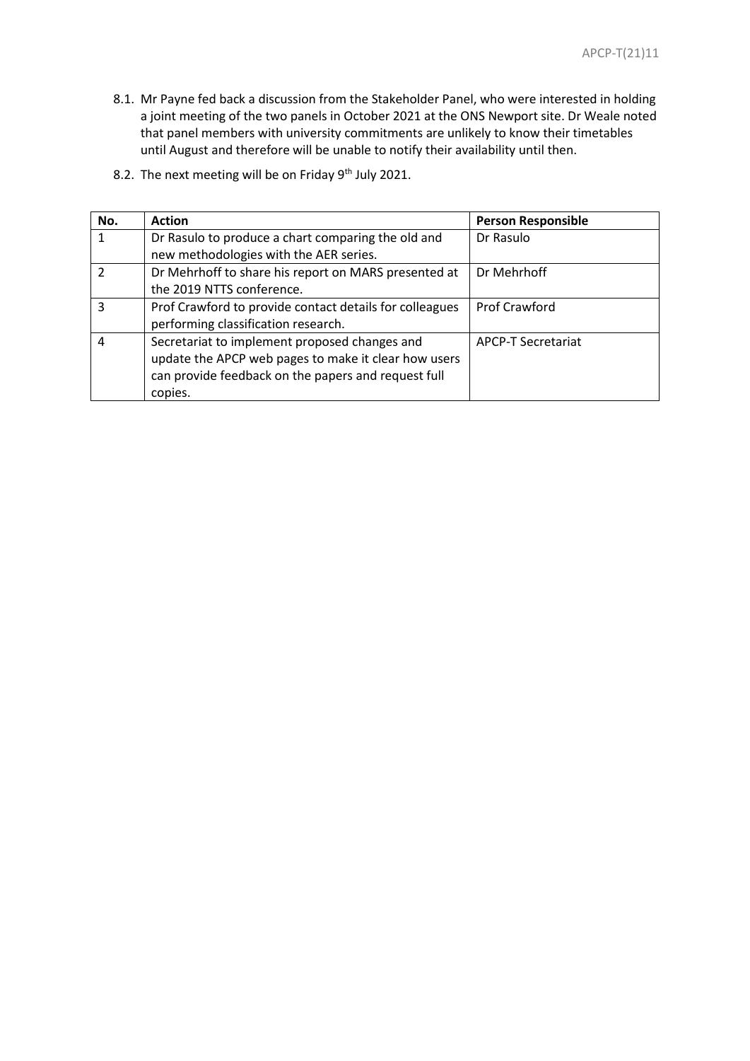8.1. Mr Payne fed back a discussion from the Stakeholder Panel, who were interested in holding a joint meeting of the two panels in October 2021 at the ONS Newport site. Dr Weale noted that panel members with university commitments are unlikely to know their timetables until August and therefore will be unable to notify their availability until then.

8.2. The next meeting will be on Friday 9th July 2021.

| No. | Action | Person Responsible |
|---|---|---|
| 1 | Dr Rasulo to produce a chart comparing the old and new methodologies with the AER series. | Dr Rasulo |
| 2 | Dr Mehrhoff to share his report on MARS presented at the 2019 NTTS conference. | Dr Mehrhoff |
| 3 | Prof Crawford to provide contact details for colleagues performing classification research. | Prof Crawford |
| 4 | Secretariat to implement proposed changes and update the APCP web pages to make it clear how users can provide feedback on the papers and request full copies. | APCP-T Secretariat |